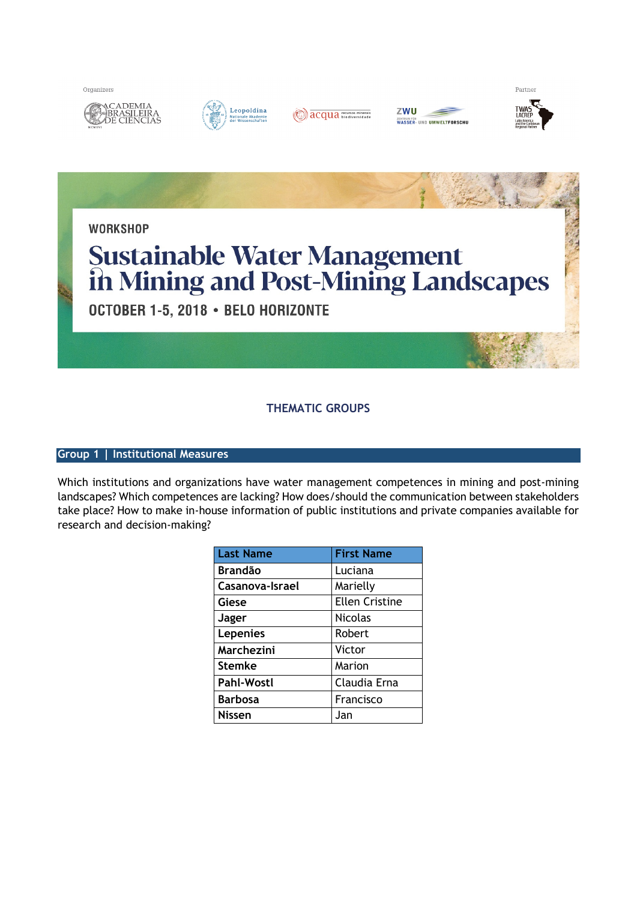Organizers

Partner

WORKSHOP

# Sustainable Water Management in Mining and Post-Mining Landscapes

OCTOBER 1-5, 2018 • BELO HORIZONTE

## THEMATIC GROUPS

### Group 1 | Institutional Measures

Which institutions and organizations have water management competences in mining and post-mining landscapes? Which competences are lacking? How does/should the communication between stakeholders take place? How to make in-house information of public institutions and private companies available for research and decision-making?

| Last Name | First Name |
|---|---|
| **Brandão** | Luciana |
| **Casanova-Israel** | Marielly |
| **Giese** | Ellen Cristine |
| **Jager** | Nicolas |
| **Lepenies** | Robert |
| **Marchezini** | Victor |
| **Stemke** | Marion |
| **Pahl-Wostl** | Claudia Erna |
| **Barbosa** | Francisco |
| **Nissen** | Jan |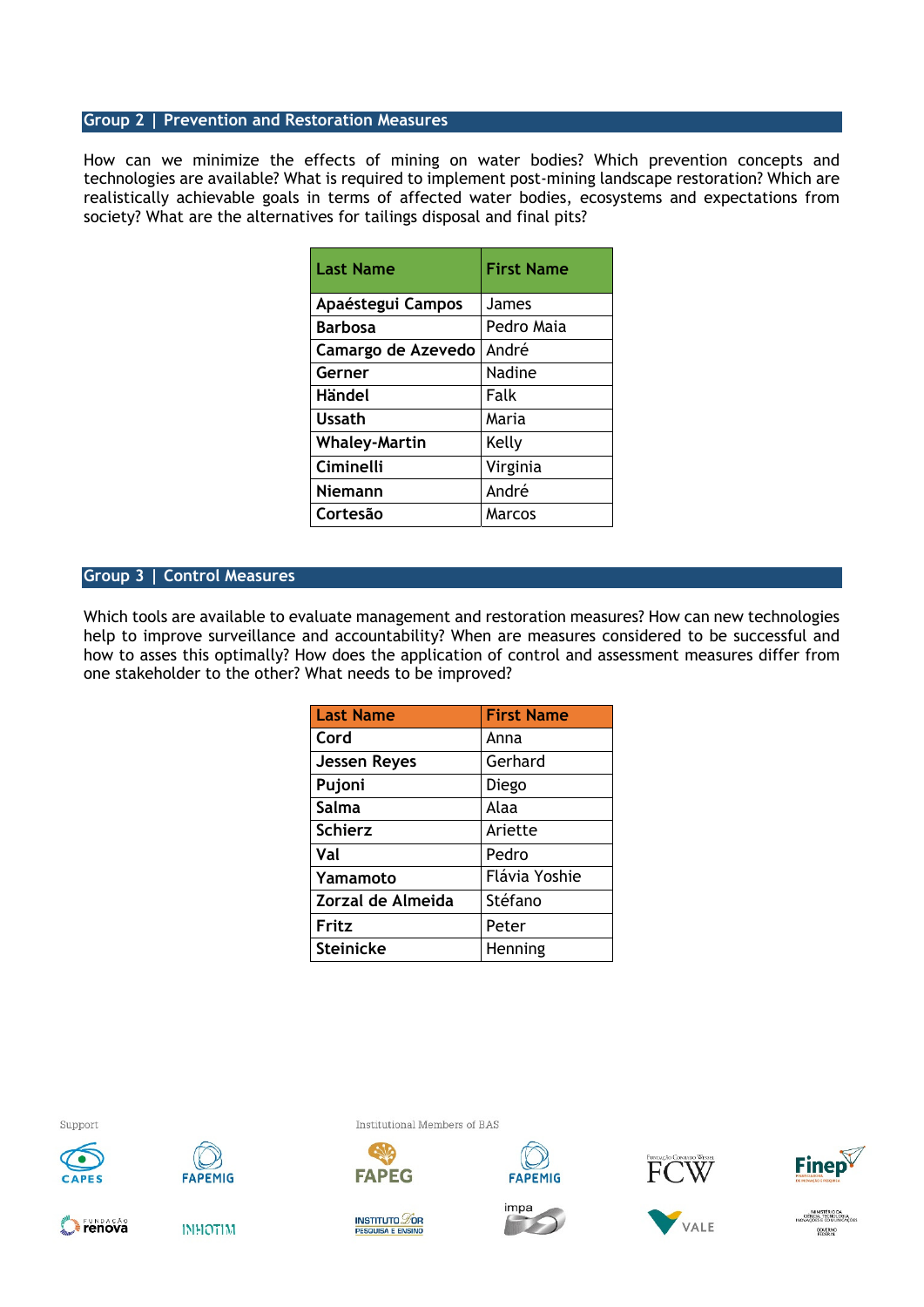## Group 2 | Prevention and Restoration Measures

How can we minimize the effects of mining on water bodies? Which prevention concepts and technologies are available? What is required to implement post-mining landscape restoration? Which are realistically achievable goals in terms of affected water bodies, ecosystems and expectations from society? What are the alternatives for tailings disposal and final pits?

| Last Name | First Name |
|---|---|
| **Apaéstegui Campos** | James |
| **Barbosa** | Pedro Maia |
| **Camargo de Azevedo** | André |
| **Gerner** | Nadine |
| **Händel** | Falk |
| **Ussath** | Maria |
| **Whaley-Martin** | Kelly |
| **Ciminelli** | Virginia |
| **Niemann** | André |
| **Cortesão** | Marcos |

## Group 3 | Control Measures

Which tools are available to evaluate management and restoration measures? How can new technologies help to improve surveillance and accountability? When are measures considered to be successful and how to asses this optimally? How does the application of control and assessment measures differ from one stakeholder to the other? What needs to be improved?

| Last Name | First Name |
|---|---|
| **Cord** | Anna |
| **Jessen Reyes** | Gerhard |
| **Pujoni** | Diego |
| **Salma** | Alaa |
| **Schierz** | Ariette |
| **Val** | Pedro |
| **Yamamoto** | Flávia Yoshie |
| **Zorzal de Almeida** | Stéfano |
| **Fritz** | Peter |
| **Steinicke** | Henning |

Support

Institutional Members of BAS